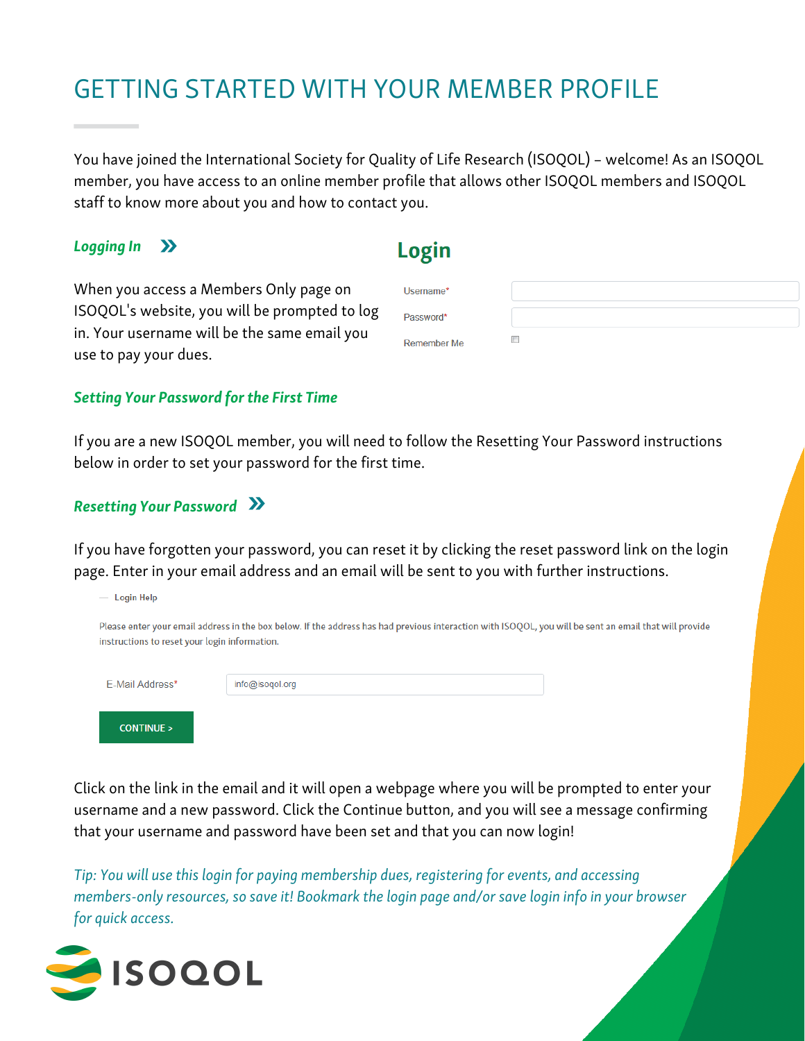# GETTING STARTED WITH YOUR MEMBER PROFILE

You have joined the International Society for Quality of Life Research (ISOQOL) – welcome! As an ISOQOL member, you have access to an online member profile that allows other ISOQOL members and ISOQOL staff to know more about you and how to contact you.

### *Logging In* »

When you access a Members Only page on ISOQOL's website, you will be prompted to log in. Your username will be the same email you use to pay your dues.

**Login**

Username*

Password*

Remember Me

### *Setting Your Password for the First Time*

If you are a new ISOQOL member, you will need to follow the Resetting Your Password instructions below in order to set your password for the first time.

### *Resetting Your Password* »

If you have forgotten your password, you can reset it by clicking the reset password link on the login page. Enter in your email address and an email will be sent to you with further instructions.

— Login Help

Please enter your email address in the box below. If the address has had previous interaction with ISOQOL, you will be sent an email that will provide instructions to reset your login information.

E-Mail Address* info@isoqol.org

CONTINUE >

Click on the link in the email and it will open a webpage where you will be prompted to enter your username and a new password. Click the Continue button, and you will see a message confirming that your username and password have been set and that you can now login!

*Tip: You will use this login for paying membership dues, registering for events, and accessing members-only resources, so save it! Bookmark the login page and/or save login info in your browser for quick access.*

ISOQOL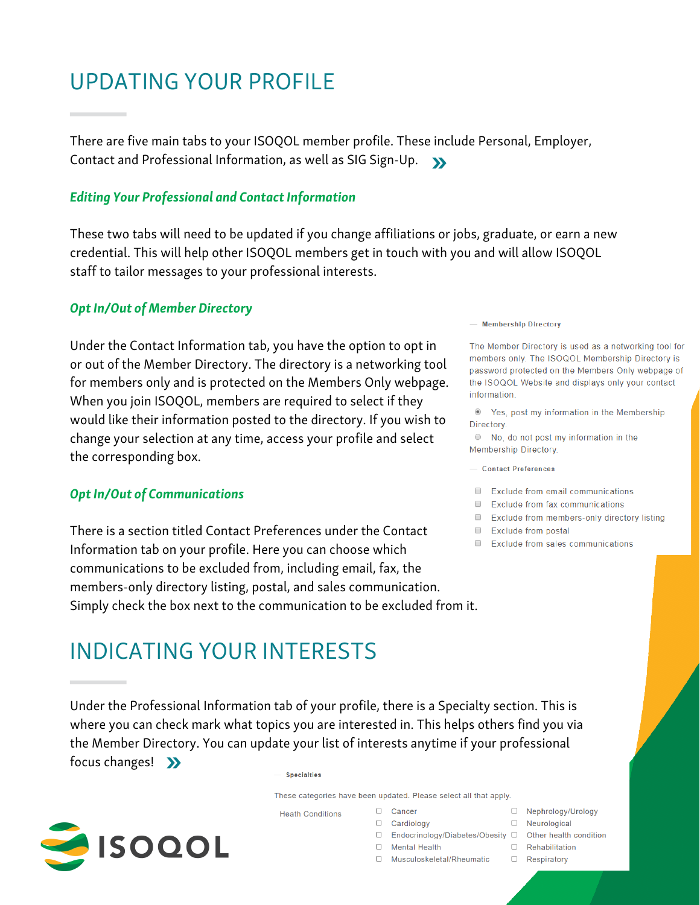# UPDATING YOUR PROFILE

There are five main tabs to your ISOQOL member profile. These include Personal, Employer, Contact and Professional Information, as well as SIG Sign-Up. »

### *Editing Your Professional and Contact Information*

These two tabs will need to be updated if you change affiliations or jobs, graduate, or earn a new credential. This will help other ISOQOL members get in touch with you and will allow ISOQOL staff to tailor messages to your professional interests.

### *Opt In/Out of Member Directory*

Under the Contact Information tab, you have the option to opt in or out of the Member Directory. The directory is a networking tool for members only and is protected on the Members Only webpage. When you join ISOQOL, members are required to select if they would like their information posted to the directory. If you wish to change your selection at any time, access your profile and select the corresponding box.

**Membership Directory**

The Member Directory is used as a networking tool for members only. The ISOQOL Membership Directory is password protected on the Members Only webpage of the ISOQOL Website and displays only your contact information.

- ◉ Yes, post my information in the Membership Directory.
- ○ No, do not post my information in the Membership Directory.

**Contact Preferences**

- ☐ Exclude from email communications
- ☐ Exclude from fax communications
- ☐ Exclude from members-only directory listing
- ☐ Exclude from postal
- ☐ Exclude from sales communications

### *Opt In/Out of Communications*

There is a section titled Contact Preferences under the Contact Information tab on your profile. Here you can choose which communications to be excluded from, including email, fax, the members-only directory listing, postal, and sales communication. Simply check the box next to the communication to be excluded from it.

# INDICATING YOUR INTERESTS

Under the Professional Information tab of your profile, there is a Specialty section. This is where you can check mark what topics you are interested in. This helps others find you via the Member Directory. You can update your list of interests anytime if your professional focus changes! »

**Specialties**

These categories have been updated. Please select all that apply.

Heath Conditions

- ☐ Cancer
- ☐ Cardiology
- ☐ Endocrinology/Diabetes/Obesity
- ☐ Mental Health
- ☐ Musculoskeletal/Rheumatic
- ☐ Nephrology/Urology
- ☐ Neurological
- ☐ Other health condition
- ☐ Rehabilitation
- ☐ Respiratory

ISOQOL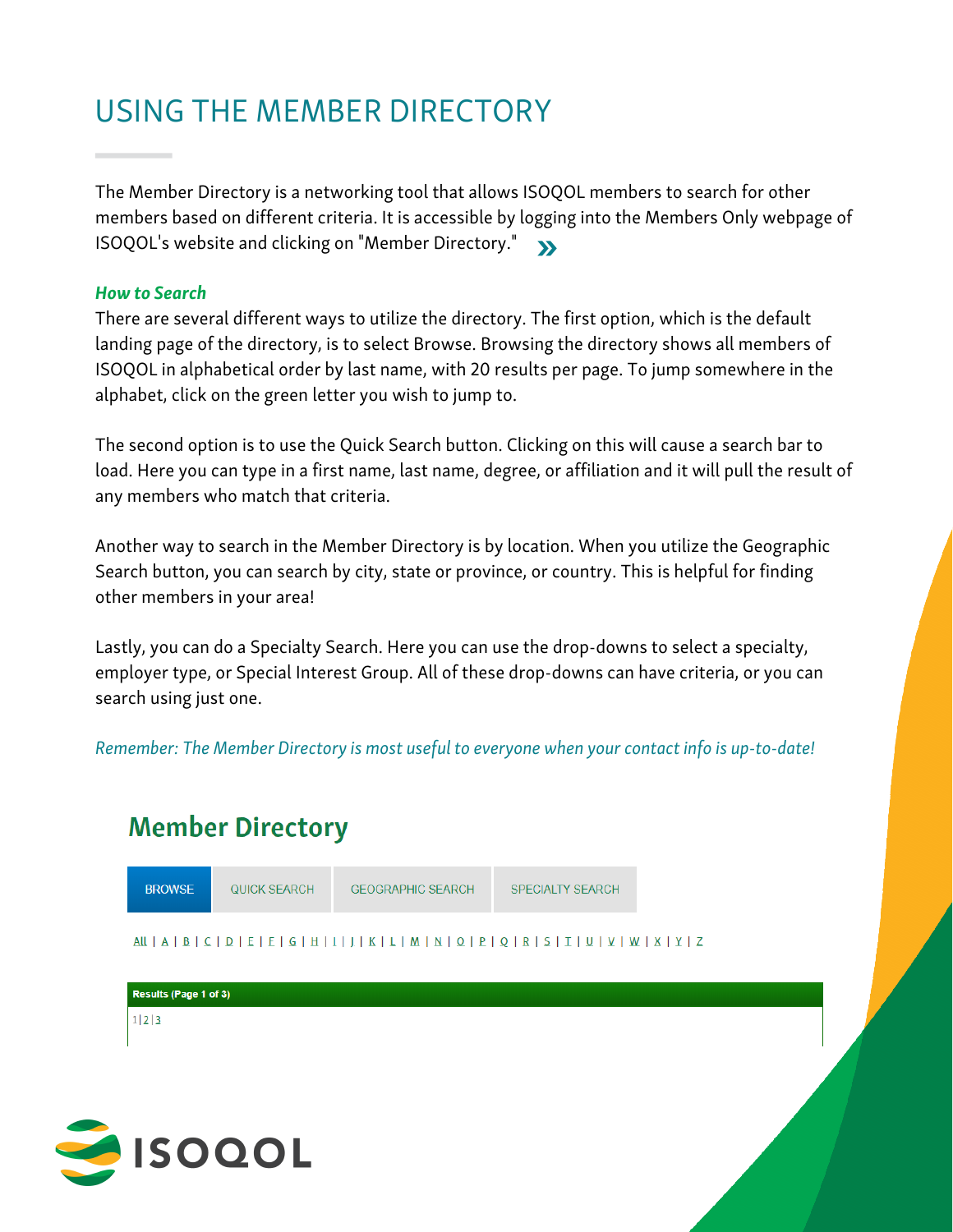# USING THE MEMBER DIRECTORY

The Member Directory is a networking tool that allows ISOQOL members to search for other members based on different criteria. It is accessible by logging into the Members Only webpage of ISOQOL's website and clicking on "Member Directory." »

***How to Search***

There are several different ways to utilize the directory. The first option, which is the default landing page of the directory, is to select Browse. Browsing the directory shows all members of ISOQOL in alphabetical order by last name, with 20 results per page. To jump somewhere in the alphabet, click on the green letter you wish to jump to.

The second option is to use the Quick Search button. Clicking on this will cause a search bar to load. Here you can type in a first name, last name, degree, or affiliation and it will pull the result of any members who match that criteria.

Another way to search in the Member Directory is by location. When you utilize the Geographic Search button, you can search by city, state or province, or country. This is helpful for finding other members in your area!

Lastly, you can do a Specialty Search. Here you can use the drop-downs to select a specialty, employer type, or Special Interest Group. All of these drop-downs can have criteria, or you can search using just one.

*Remember: The Member Directory is most useful to everyone when your contact info is up-to-date!*

## Member Directory

BROWSE | QUICK SEARCH | GEOGRAPHIC SEARCH | SPECIALTY SEARCH

All | A | B | C | D | E | F | G | H | I | J | K | L | M | N | O | P | Q | R | S | T | U | V | W | X | Y | Z

**Results (Page 1 of 3)**

1 | 2 | 3

ISOQOL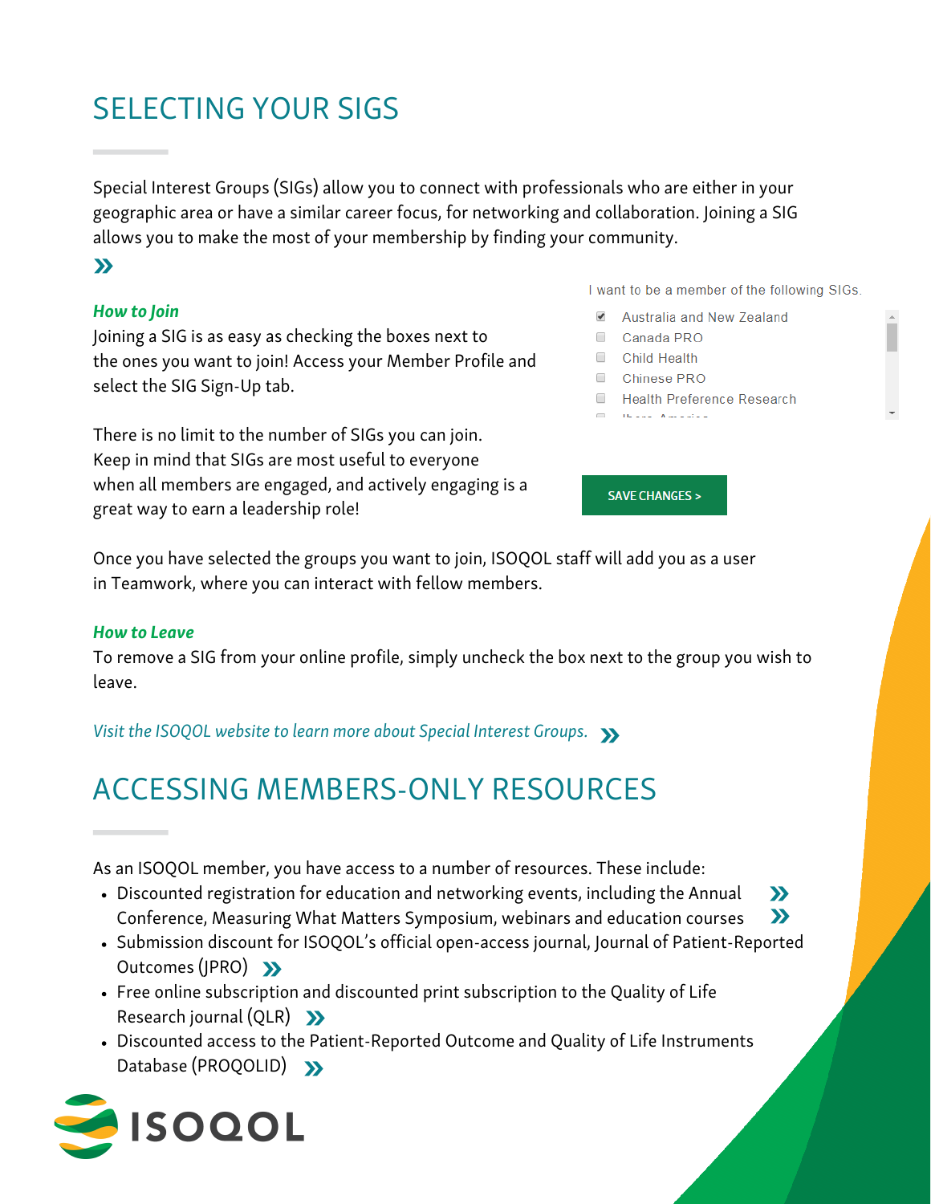# SELECTING YOUR SIGS

Special Interest Groups (SIGs) allow you to connect with professionals who are either in your geographic area or have a similar career focus, for networking and collaboration. Joining a SIG allows you to make the most of your membership by finding your community.

### *How to Join*

Joining a SIG is as easy as checking the boxes next to the ones you want to join! Access your Member Profile and select the SIG Sign-Up tab.

There is no limit to the number of SIGs you can join. Keep in mind that SIGs are most useful to everyone when all members are engaged, and actively engaging is a great way to earn a leadership role!

I want to be a member of the following SIGs.

- [x] Australia and New Zealand
- [ ] Canada PRO
- [ ] Child Health
- [ ] Chinese PRO
- [ ] Health Preference Research

SAVE CHANGES >

Once you have selected the groups you want to join, ISOQOL staff will add you as a user in Teamwork, where you can interact with fellow members.

### *How to Leave*

To remove a SIG from your online profile, simply uncheck the box next to the group you wish to leave.

*Visit the ISOQOL website to learn more about Special Interest Groups.*

# ACCESSING MEMBERS-ONLY RESOURCES

As an ISOQOL member, you have access to a number of resources. These include:

- Discounted registration for education and networking events, including the Annual Conference, Measuring What Matters Symposium, webinars and education courses
- Submission discount for ISOQOL's official open-access journal, Journal of Patient-Reported Outcomes (JPRO)
- Free online subscription and discounted print subscription to the Quality of Life Research journal (QLR)
- Discounted access to the Patient-Reported Outcome and Quality of Life Instruments Database (PROQOLID)

ISOQOL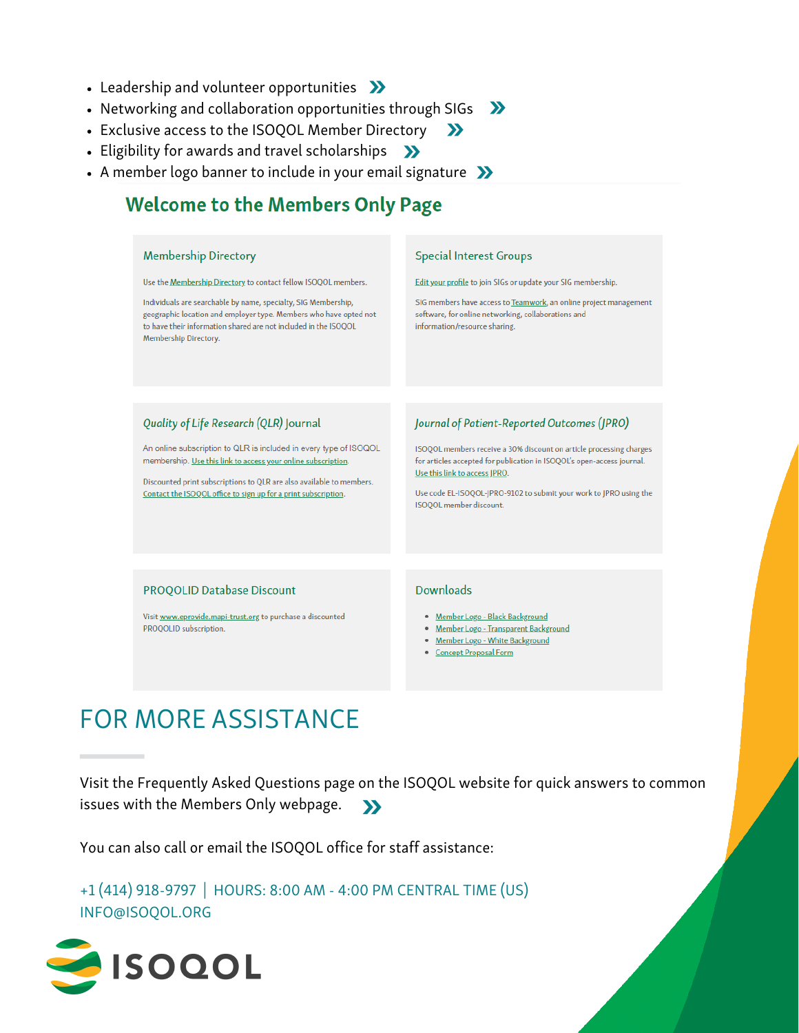- Leadership and volunteer opportunities
- Networking and collaboration opportunities through SIGs
- Exclusive access to the ISOQOL Member Directory
- Eligibility for awards and travel scholarships
- A member logo banner to include in your email signature

## Welcome to the Members Only Page

### Membership Directory

Use the Membership Directory to contact fellow ISOQOL members.

Individuals are searchable by name, specialty, SIG Membership, geographic location and employer type. Members who have opted not to have their information shared are not included in the ISOQOL Membership Directory.

### Special Interest Groups

Edit your profile to join SIGs or update your SIG membership.

SIG members have access to Teamwork, an online project management software, for online networking, collaborations and information/resource sharing.

### *Quality of Life Research* (QLR) Journal

An online subscription to QLR is included in every type of ISOQOL membership. Use this link to access your online subscription.

Discounted print subscriptions to QLR are also available to members. Contact the ISOQOL office to sign up for a print subscription.

### *Journal of Patient-Reported Outcomes* (JPRO)

ISOQOL members receive a 30% discount on article processing charges for articles accepted for publication in ISOQOL's open-access journal. Use this link to access JPRO.

Use code EL-ISOQOL-JPRO-9102 to submit your work to JPRO using the ISOQOL member discount.

### PROQOLID Database Discount

Visit www.eprovide.mapi-trust.org to purchase a discounted PROQOLID subscription.

### Downloads

- Member Logo - Black Background
- Member Logo - Transparent Background
- Member Logo - White Background
- Concept Proposal Form

# FOR MORE ASSISTANCE

Visit the Frequently Asked Questions page on the ISOQOL website for quick answers to common issues with the Members Only webpage.

You can also call or email the ISOQOL office for staff assistance:

+1 (414) 918-9797 | HOURS: 8:00 AM - 4:00 PM CENTRAL TIME (US)
INFO@ISOQOL.ORG

ISOQOL